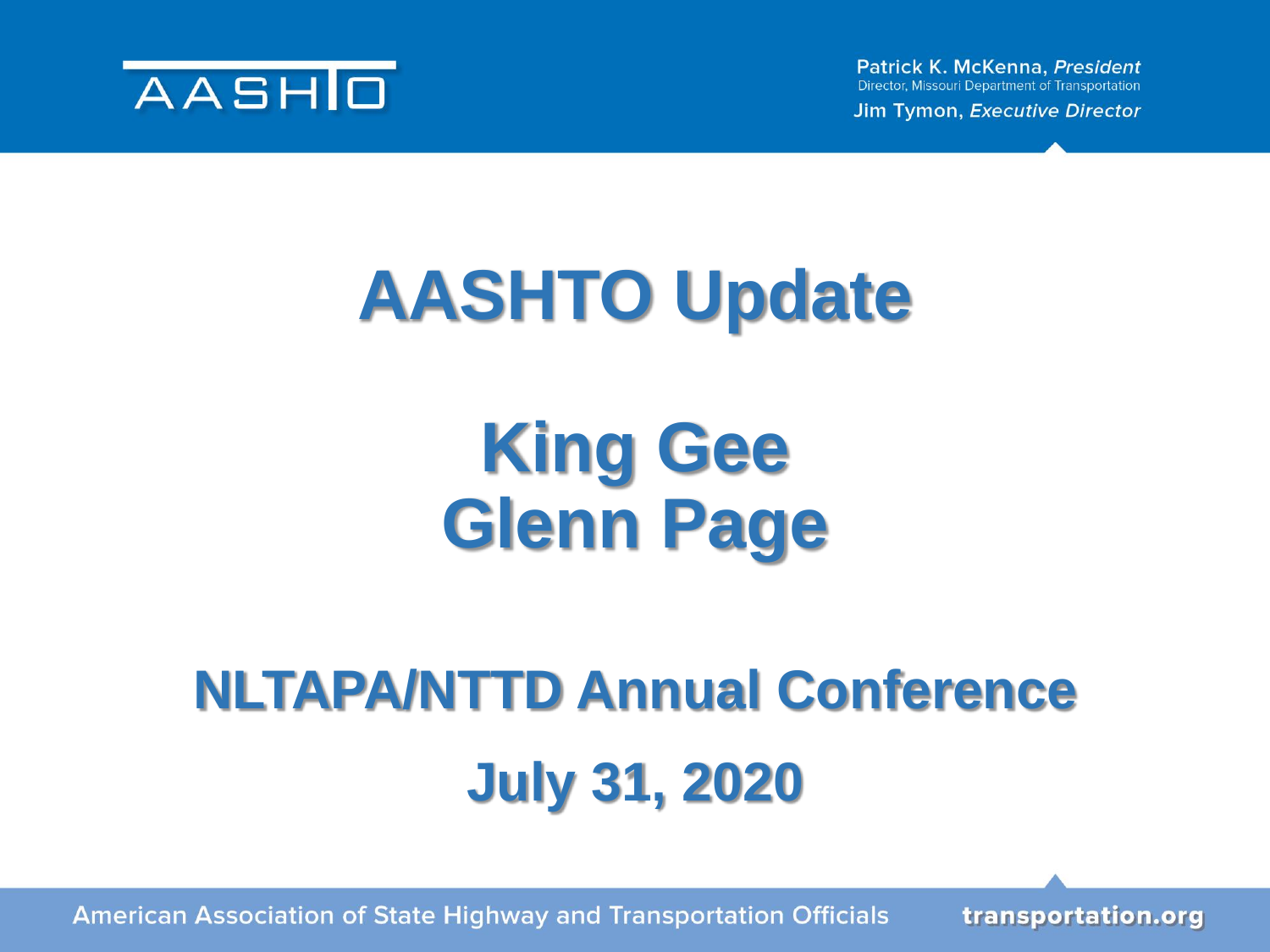AASHTO

Patrick K. McKenna, *President*
Director, Missouri Department of Transportation
Jim Tymon, *Executive Director*

# AASHTO Update

## King Gee
## Glenn Page

## NLTAPA/NTTD Annual Conference

## July 31, 2020

American Association of State Highway and Transportation Officials

transportation.org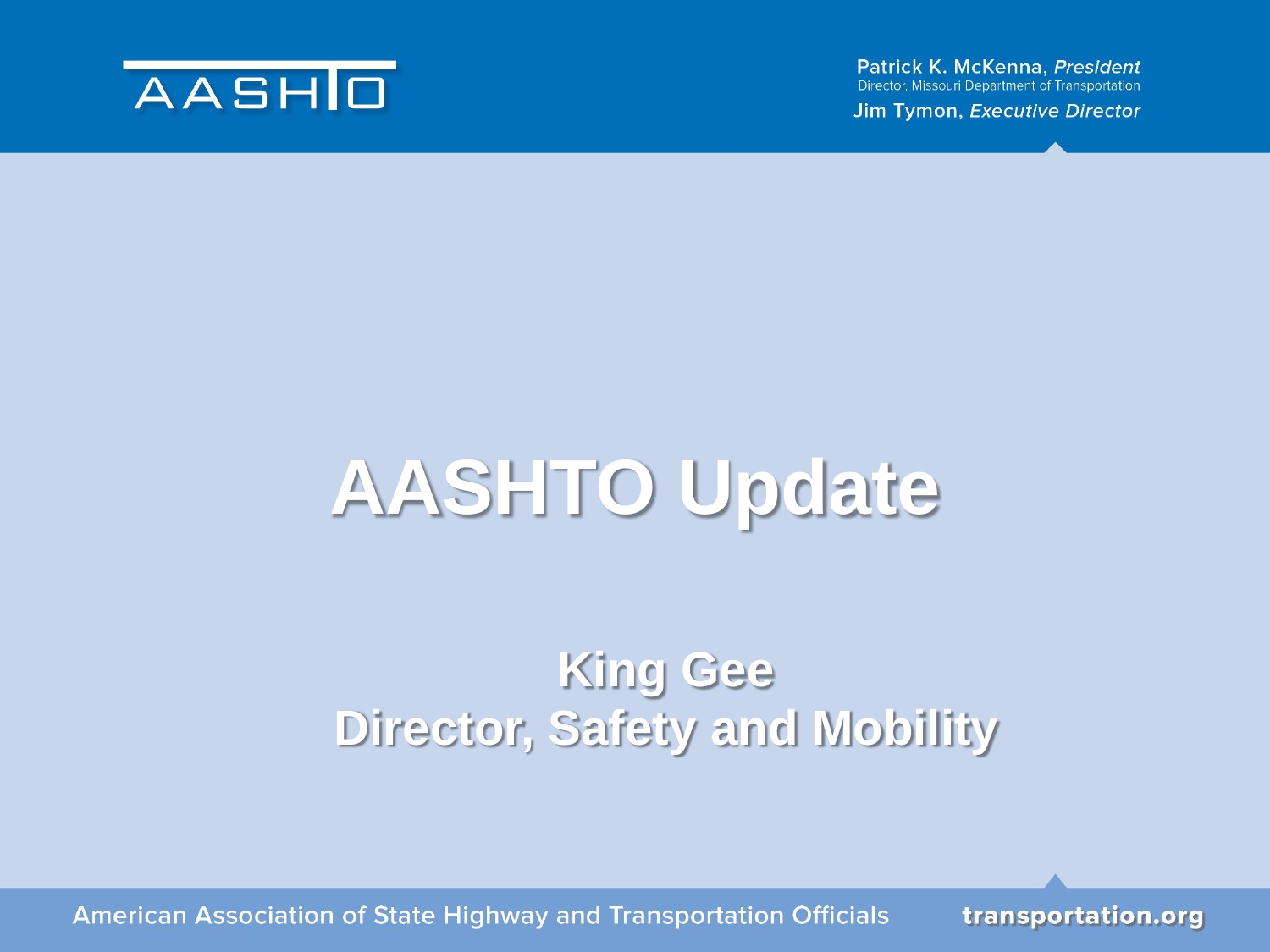Patrick K. McKenna, *President*
Director, Missouri Department of Transportation
Jim Tymon, *Executive Director*

# AASHTO Update

**King Gee**
**Director, Safety and Mobility**

American Association of State Highway and Transportation Officials

transportation.org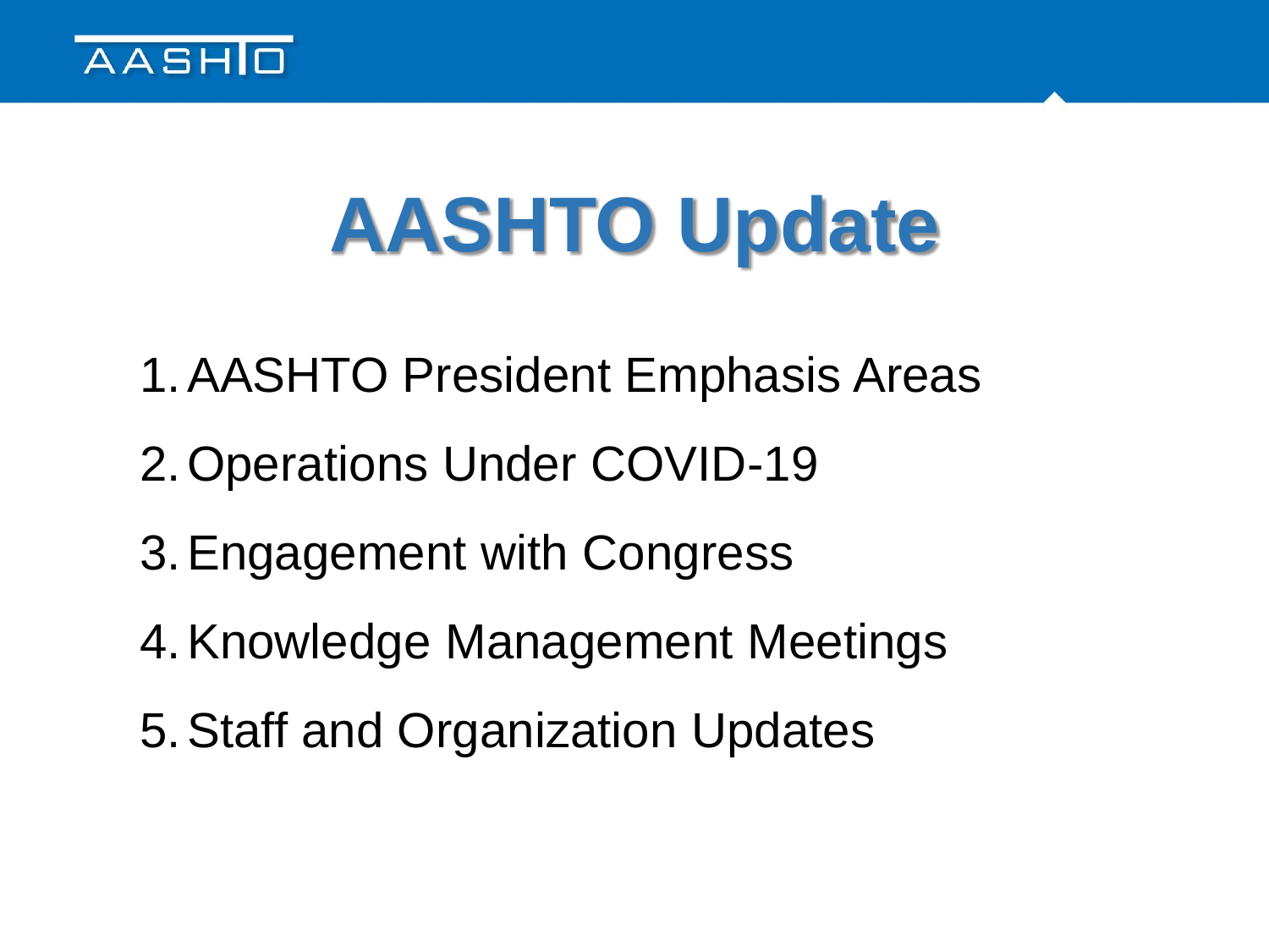# AASHTO Update

1. AASHTO President Emphasis Areas
2. Operations Under COVID-19
3. Engagement with Congress
4. Knowledge Management Meetings
5. Staff and Organization Updates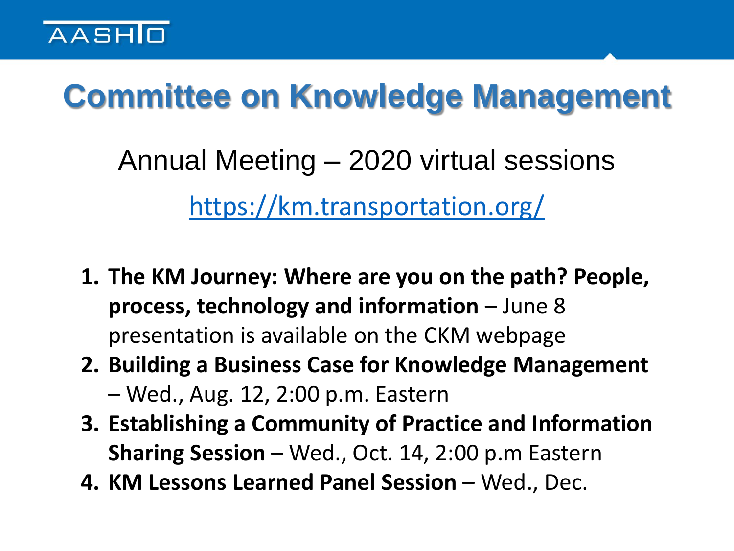AASHTO

# Committee on Knowledge Management

Annual Meeting – 2020 virtual sessions

https://km.transportation.org/

1. **The KM Journey: Where are you on the path? People, process, technology and information** – June 8 presentation is available on the CKM webpage
2. **Building a Business Case for Knowledge Management** – Wed., Aug. 12, 2:00 p.m. Eastern
3. **Establishing a Community of Practice and Information Sharing Session** – Wed., Oct. 14, 2:00 p.m Eastern
4. **KM Lessons Learned Panel Session** – Wed., Dec.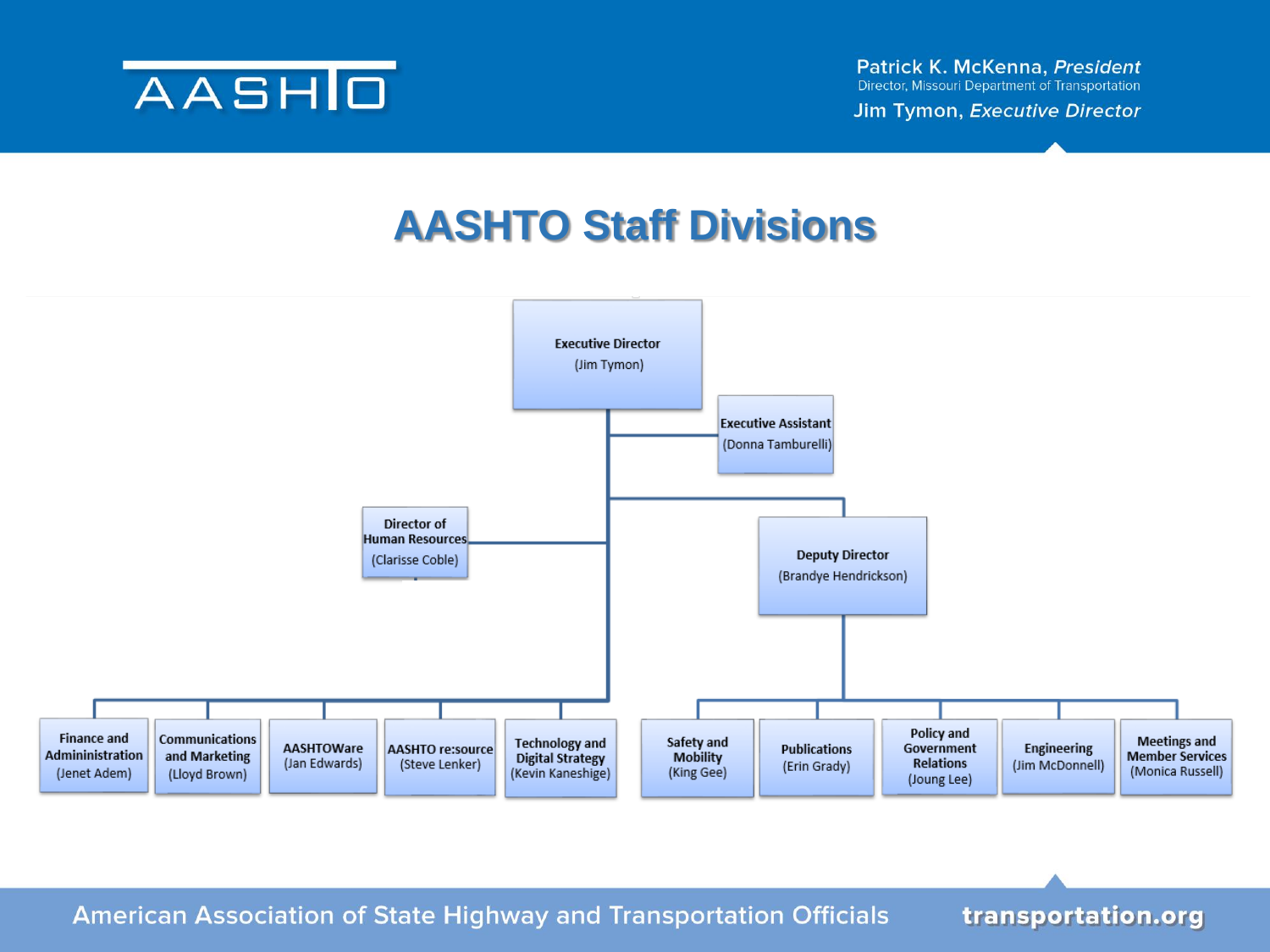# AASHTO Staff Divisions

- **Executive Director** (Jim Tymon)
  - **Executive Assistant** (Donna Tamburelli)
  - **Director of Human Resources** (Clarisse Coble)
  - **Finance and Admininistration** (Jenet Adem)
  - **Communications and Marketing** (Lloyd Brown)
  - **AASHTOWare** (Jan Edwards)
  - **AASHTO re:source** (Steve Lenker)
  - **Technology and Digital Strategy** (Kevin Kaneshige)
  - **Deputy Director** (Brandye Hendrickson)
    - **Safety and Mobility** (King Gee)
    - **Publications** (Erin Grady)
    - **Policy and Government Relations** (Joung Lee)
    - **Engineering** (Jim McDonnell)
    - **Meetings and Member Services** (Monica Russell)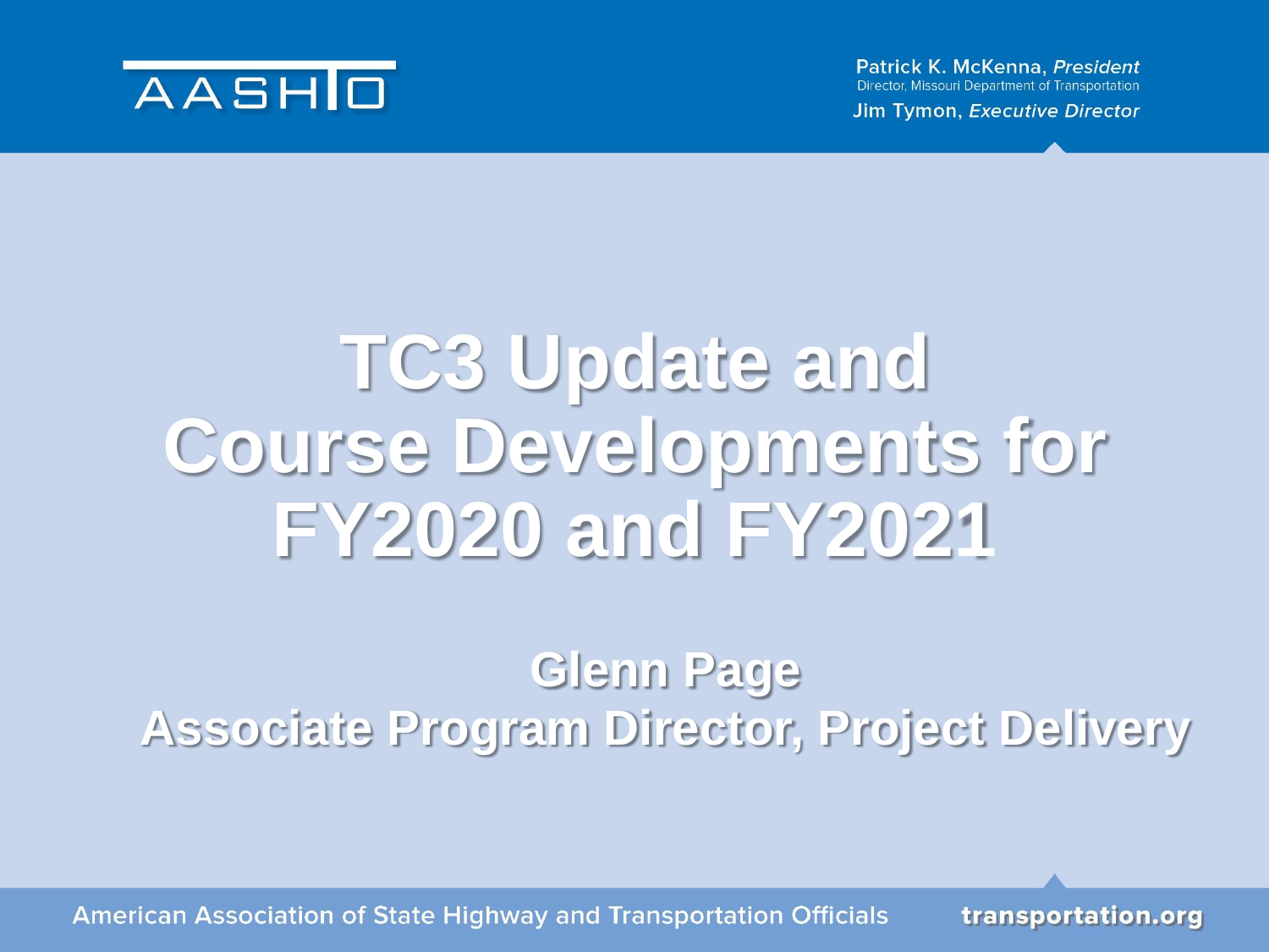Patrick K. McKenna, *President*
Director, Missouri Department of Transportation
Jim Tymon, *Executive Director*

# TC3 Update and Course Developments for FY2020 and FY2021

**Glenn Page**
**Associate Program Director, Project Delivery**

American Association of State Highway and Transportation Officials

transportation.org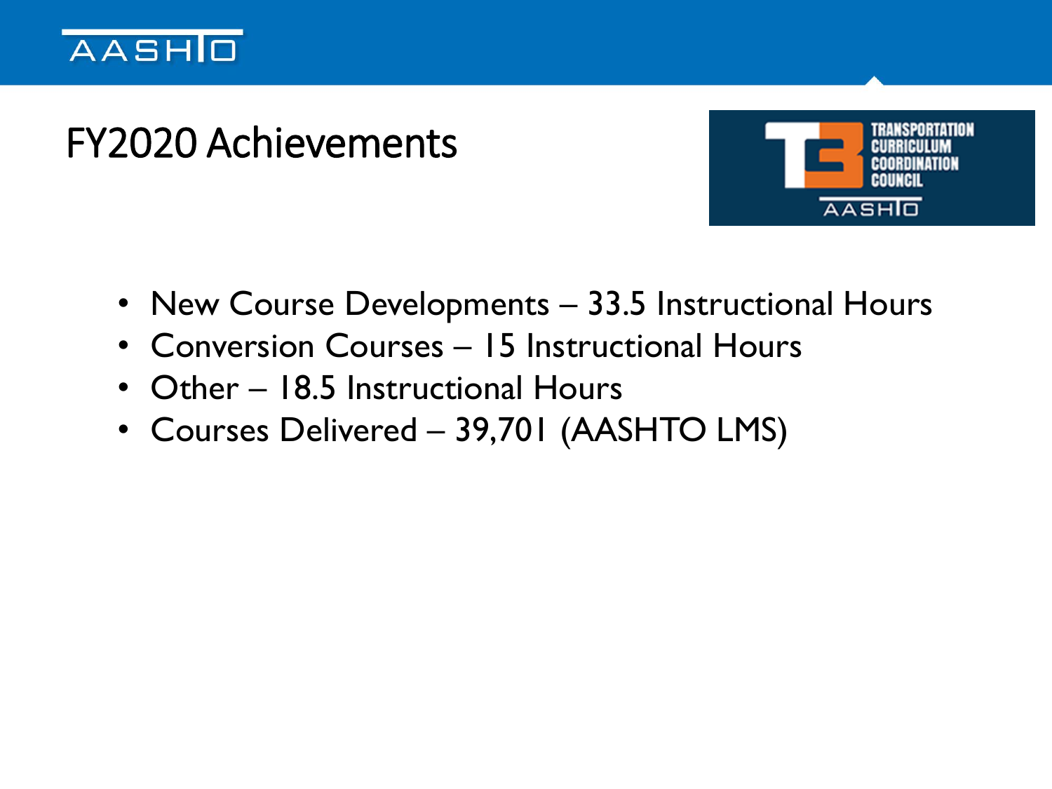# FY2020 Achievements

- New Course Developments – 33.5 Instructional Hours
- Conversion Courses – 15 Instructional Hours
- Other – 18.5 Instructional Hours
- Courses Delivered – 39,701 (AASHTO LMS)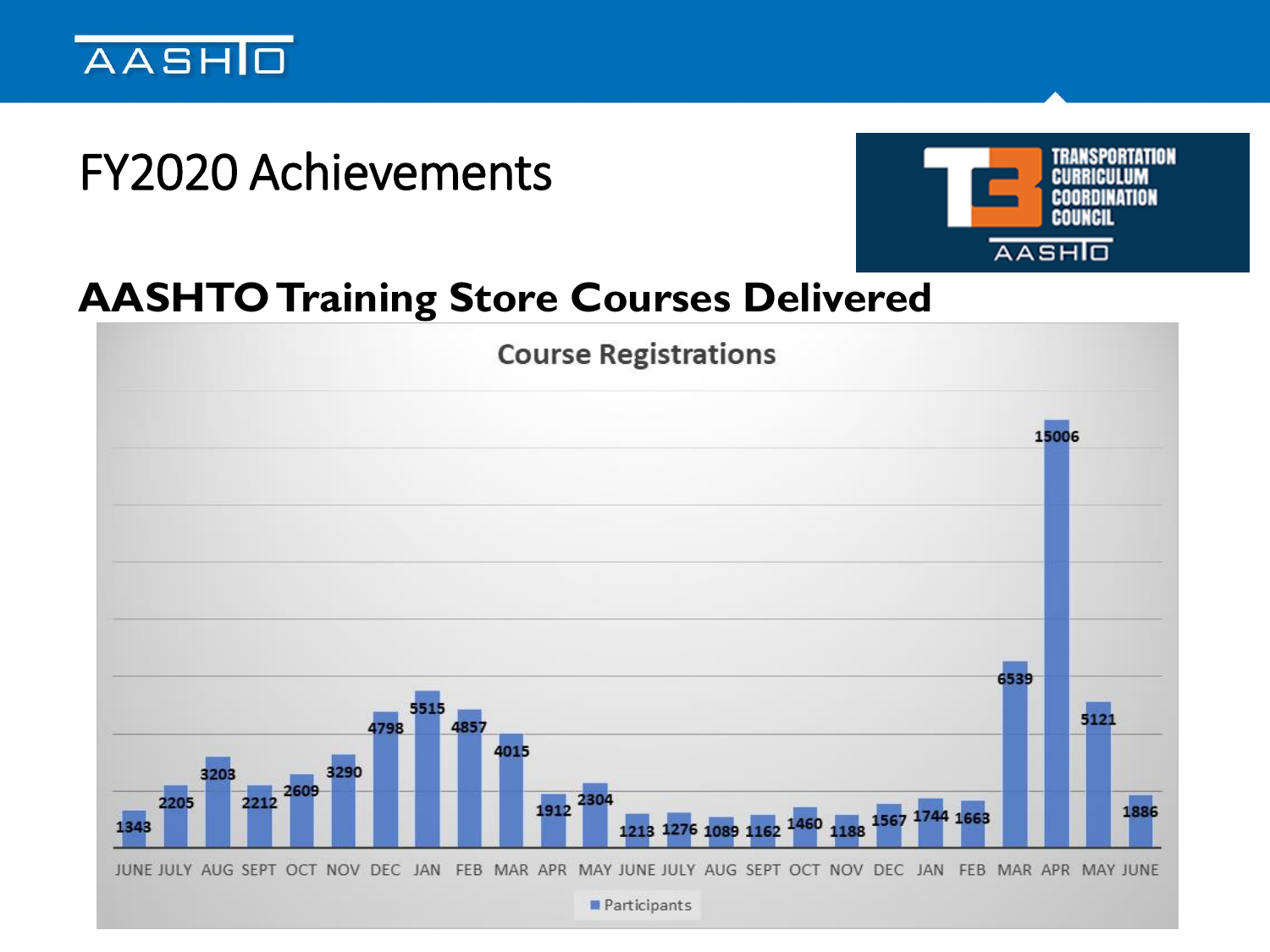# FY2020 Achievements

TRANSPORTATION CURRICULUM COORDINATION COUNCIL

AASHTO

## AASHTO Training Store Courses Delivered

**Course Registrations**

| Month | Participants |
|---|---|
| JUNE | 1343 |
| JULY | 2205 |
| AUG | 3203 |
| SEPT | 2212 |
| OCT | 2609 |
| NOV | 3290 |
| DEC | 4798 |
| JAN | 5515 |
| FEB | 4857 |
| MAR | 4015 |
| APR | 1912 |
| MAY | 2304 |
| JUNE | 1213 |
| JULY | 1276 |
| AUG | 1089 |
| SEPT | 1162 |
| OCT | 1460 |
| NOV | 1188 |
| DEC | 1567 |
| JAN | 1744 |
| FEB | 1663 |
| MAR | 6539 |
| APR | 15006 |
| MAY | 5121 |
| JUNE | 1886 |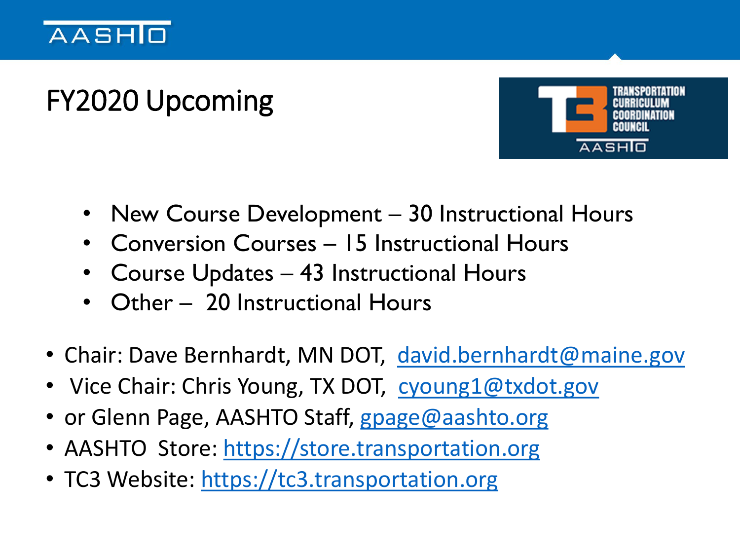# FY2020 Upcoming

- New Course Development – 30 Instructional Hours
- Conversion Courses – 15 Instructional Hours
- Course Updates – 43 Instructional Hours
- Other – 20 Instructional Hours

- Chair: Dave Bernhardt, MN DOT, david.bernhardt@maine.gov
- Vice Chair: Chris Young, TX DOT, cyoung1@txdot.gov
- or Glenn Page, AASHTO Staff, gpage@aashto.org
- AASHTO Store: https://store.transportation.org
- TC3 Website: https://tc3.transportation.org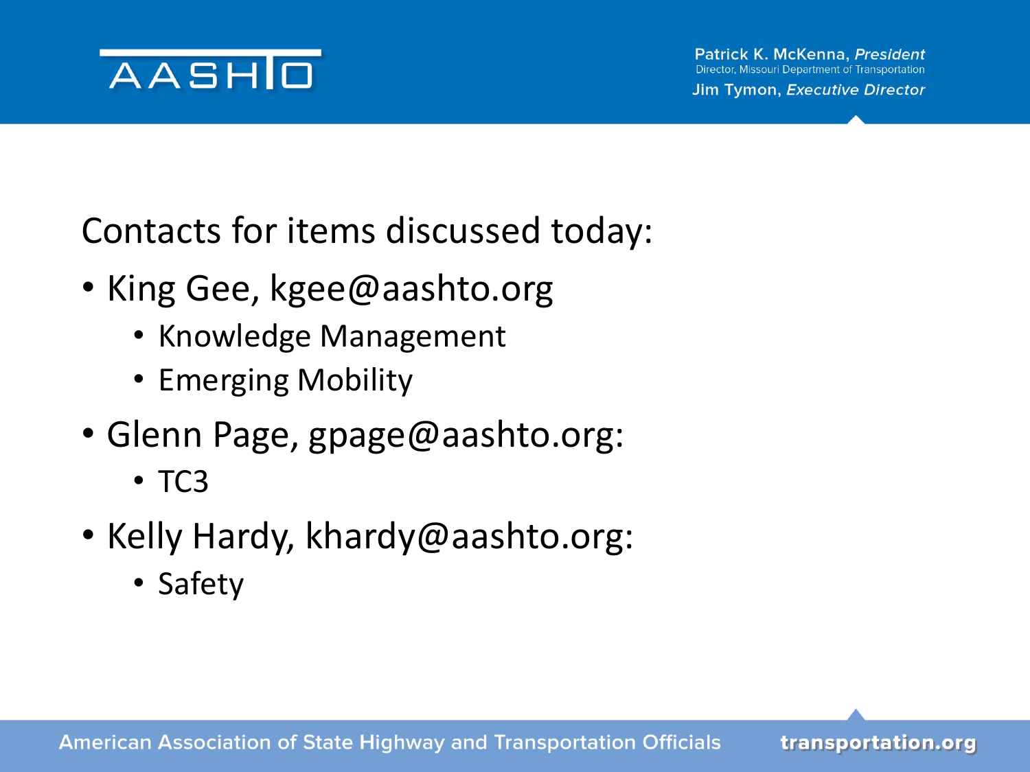Contacts for items discussed today:

- King Gee, kgee@aashto.org
  - Knowledge Management
  - Emerging Mobility
- Glenn Page, gpage@aashto.org:
  - TC3
- Kelly Hardy, khardy@aashto.org:
  - Safety